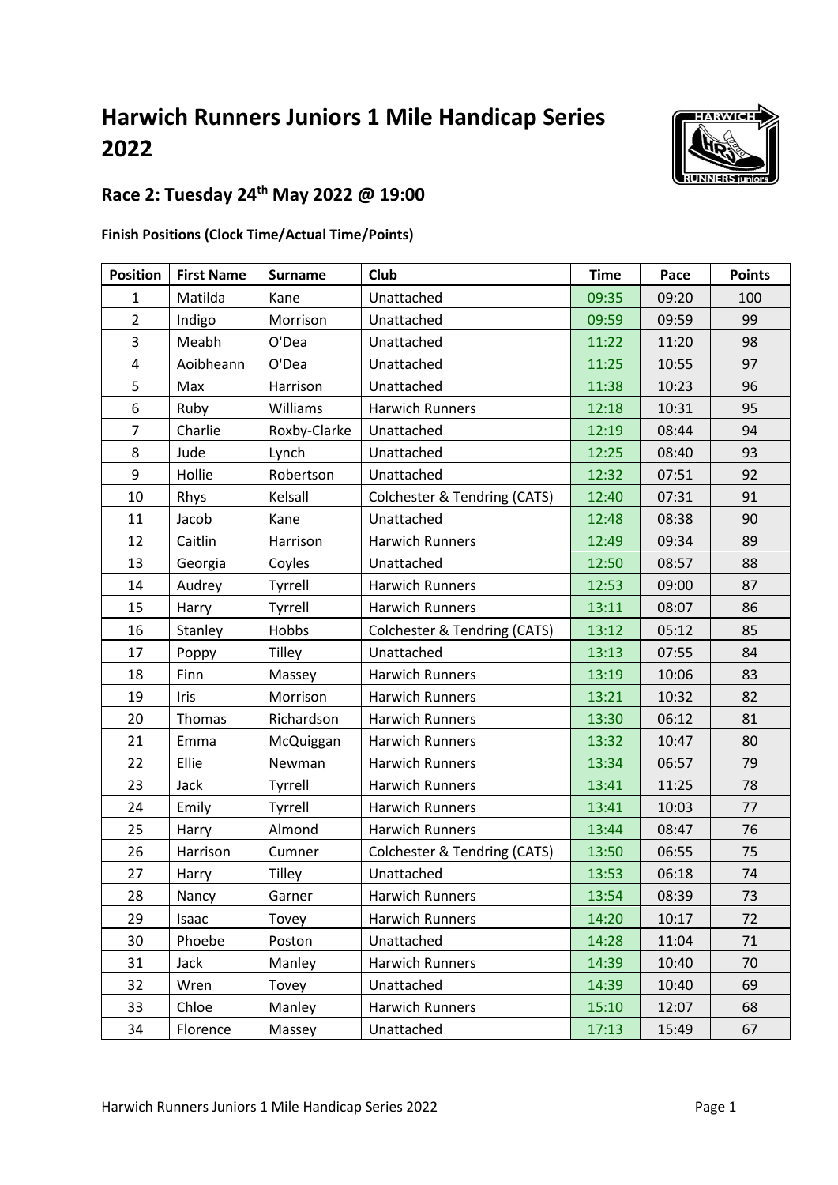# Harwich Runners Juniors 1 Mile Handicap Series 2022

## Race 2: Tuesday 24th May 2022 @ 19:00

**Finish Positions (Clock Time/Actual Time/Points)**

| Position | First Name | Surname | Club | Time | Pace | Points |
|---|---|---|---|---|---|---|
| 1 | Matilda | Kane | Unattached | 09:35 | 09:20 | 100 |
| 2 | Indigo | Morrison | Unattached | 09:59 | 09:59 | 99 |
| 3 | Meabh | O'Dea | Unattached | 11:22 | 11:20 | 98 |
| 4 | Aoibheann | O'Dea | Unattached | 11:25 | 10:55 | 97 |
| 5 | Max | Harrison | Unattached | 11:38 | 10:23 | 96 |
| 6 | Ruby | Williams | Harwich Runners | 12:18 | 10:31 | 95 |
| 7 | Charlie | Roxby-Clarke | Unattached | 12:19 | 08:44 | 94 |
| 8 | Jude | Lynch | Unattached | 12:25 | 08:40 | 93 |
| 9 | Hollie | Robertson | Unattached | 12:32 | 07:51 | 92 |
| 10 | Rhys | Kelsall | Colchester & Tendring (CATS) | 12:40 | 07:31 | 91 |
| 11 | Jacob | Kane | Unattached | 12:48 | 08:38 | 90 |
| 12 | Caitlin | Harrison | Harwich Runners | 12:49 | 09:34 | 89 |
| 13 | Georgia | Coyles | Unattached | 12:50 | 08:57 | 88 |
| 14 | Audrey | Tyrrell | Harwich Runners | 12:53 | 09:00 | 87 |
| 15 | Harry | Tyrrell | Harwich Runners | 13:11 | 08:07 | 86 |
| 16 | Stanley | Hobbs | Colchester & Tendring (CATS) | 13:12 | 05:12 | 85 |
| 17 | Poppy | Tilley | Unattached | 13:13 | 07:55 | 84 |
| 18 | Finn | Massey | Harwich Runners | 13:19 | 10:06 | 83 |
| 19 | Iris | Morrison | Harwich Runners | 13:21 | 10:32 | 82 |
| 20 | Thomas | Richardson | Harwich Runners | 13:30 | 06:12 | 81 |
| 21 | Emma | McQuiggan | Harwich Runners | 13:32 | 10:47 | 80 |
| 22 | Ellie | Newman | Harwich Runners | 13:34 | 06:57 | 79 |
| 23 | Jack | Tyrrell | Harwich Runners | 13:41 | 11:25 | 78 |
| 24 | Emily | Tyrrell | Harwich Runners | 13:41 | 10:03 | 77 |
| 25 | Harry | Almond | Harwich Runners | 13:44 | 08:47 | 76 |
| 26 | Harrison | Cumner | Colchester & Tendring (CATS) | 13:50 | 06:55 | 75 |
| 27 | Harry | Tilley | Unattached | 13:53 | 06:18 | 74 |
| 28 | Nancy | Garner | Harwich Runners | 13:54 | 08:39 | 73 |
| 29 | Isaac | Tovey | Harwich Runners | 14:20 | 10:17 | 72 |
| 30 | Phoebe | Poston | Unattached | 14:28 | 11:04 | 71 |
| 31 | Jack | Manley | Harwich Runners | 14:39 | 10:40 | 70 |
| 32 | Wren | Tovey | Unattached | 14:39 | 10:40 | 69 |
| 33 | Chloe | Manley | Harwich Runners | 15:10 | 12:07 | 68 |
| 34 | Florence | Massey | Unattached | 17:13 | 15:49 | 67 |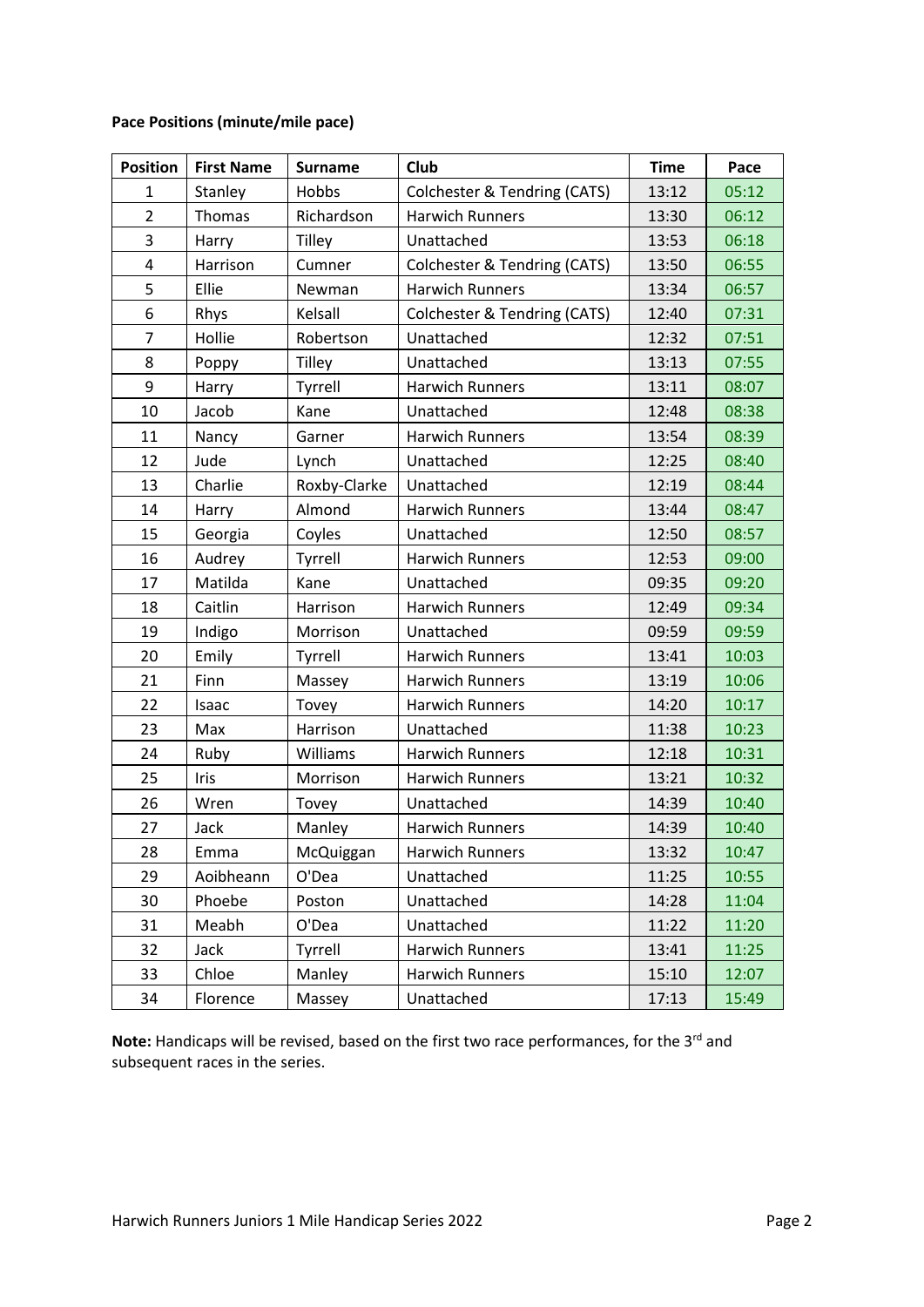**Pace Positions (minute/mile pace)**

| Position | First Name | Surname | Club | Time | Pace |
|---|---|---|---|---|---|
| 1 | Stanley | Hobbs | Colchester & Tendring (CATS) | 13:12 | 05:12 |
| 2 | Thomas | Richardson | Harwich Runners | 13:30 | 06:12 |
| 3 | Harry | Tilley | Unattached | 13:53 | 06:18 |
| 4 | Harrison | Cumner | Colchester & Tendring (CATS) | 13:50 | 06:55 |
| 5 | Ellie | Newman | Harwich Runners | 13:34 | 06:57 |
| 6 | Rhys | Kelsall | Colchester & Tendring (CATS) | 12:40 | 07:31 |
| 7 | Hollie | Robertson | Unattached | 12:32 | 07:51 |
| 8 | Poppy | Tilley | Unattached | 13:13 | 07:55 |
| 9 | Harry | Tyrrell | Harwich Runners | 13:11 | 08:07 |
| 10 | Jacob | Kane | Unattached | 12:48 | 08:38 |
| 11 | Nancy | Garner | Harwich Runners | 13:54 | 08:39 |
| 12 | Jude | Lynch | Unattached | 12:25 | 08:40 |
| 13 | Charlie | Roxby-Clarke | Unattached | 12:19 | 08:44 |
| 14 | Harry | Almond | Harwich Runners | 13:44 | 08:47 |
| 15 | Georgia | Coyles | Unattached | 12:50 | 08:57 |
| 16 | Audrey | Tyrrell | Harwich Runners | 12:53 | 09:00 |
| 17 | Matilda | Kane | Unattached | 09:35 | 09:20 |
| 18 | Caitlin | Harrison | Harwich Runners | 12:49 | 09:34 |
| 19 | Indigo | Morrison | Unattached | 09:59 | 09:59 |
| 20 | Emily | Tyrrell | Harwich Runners | 13:41 | 10:03 |
| 21 | Finn | Massey | Harwich Runners | 13:19 | 10:06 |
| 22 | Isaac | Tovey | Harwich Runners | 14:20 | 10:17 |
| 23 | Max | Harrison | Unattached | 11:38 | 10:23 |
| 24 | Ruby | Williams | Harwich Runners | 12:18 | 10:31 |
| 25 | Iris | Morrison | Harwich Runners | 13:21 | 10:32 |
| 26 | Wren | Tovey | Unattached | 14:39 | 10:40 |
| 27 | Jack | Manley | Harwich Runners | 14:39 | 10:40 |
| 28 | Emma | McQuiggan | Harwich Runners | 13:32 | 10:47 |
| 29 | Aoibheann | O'Dea | Unattached | 11:25 | 10:55 |
| 30 | Phoebe | Poston | Unattached | 14:28 | 11:04 |
| 31 | Meabh | O'Dea | Unattached | 11:22 | 11:20 |
| 32 | Jack | Tyrrell | Harwich Runners | 13:41 | 11:25 |
| 33 | Chloe | Manley | Harwich Runners | 15:10 | 12:07 |
| 34 | Florence | Massey | Unattached | 17:13 | 15:49 |

**Note:** Handicaps will be revised, based on the first two race performances, for the 3rd and subsequent races in the series.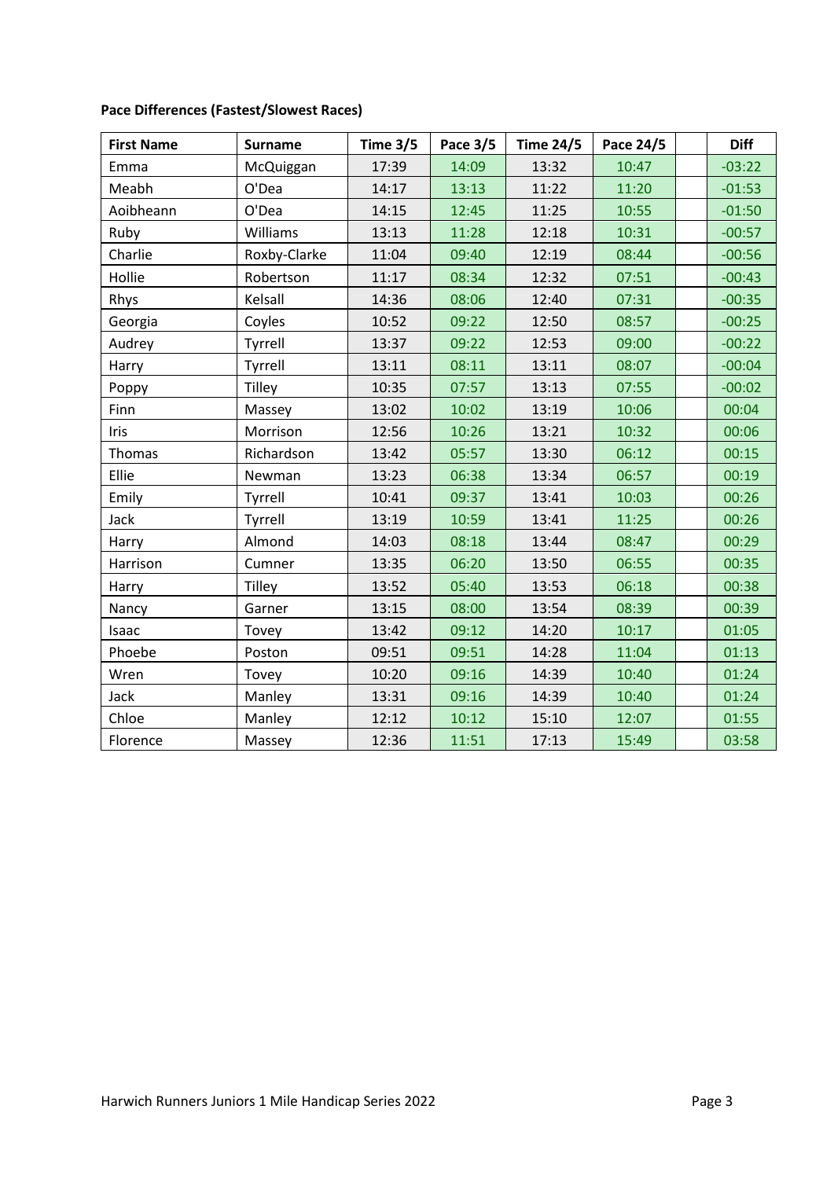**Pace Differences (Fastest/Slowest Races)**

| First Name | Surname | Time 3/5 | Pace 3/5 | Time 24/5 | Pace 24/5 | | Diff |
|---|---|---|---|---|---|---|---|
| Emma | McQuiggan | 17:39 | 14:09 | 13:32 | 10:47 | | -03:22 |
| Meabh | O'Dea | 14:17 | 13:13 | 11:22 | 11:20 | | -01:53 |
| Aoibheann | O'Dea | 14:15 | 12:45 | 11:25 | 10:55 | | -01:50 |
| Ruby | Williams | 13:13 | 11:28 | 12:18 | 10:31 | | -00:57 |
| Charlie | Roxby-Clarke | 11:04 | 09:40 | 12:19 | 08:44 | | -00:56 |
| Hollie | Robertson | 11:17 | 08:34 | 12:32 | 07:51 | | -00:43 |
| Rhys | Kelsall | 14:36 | 08:06 | 12:40 | 07:31 | | -00:35 |
| Georgia | Coyles | 10:52 | 09:22 | 12:50 | 08:57 | | -00:25 |
| Audrey | Tyrrell | 13:37 | 09:22 | 12:53 | 09:00 | | -00:22 |
| Harry | Tyrrell | 13:11 | 08:11 | 13:11 | 08:07 | | -00:04 |
| Poppy | Tilley | 10:35 | 07:57 | 13:13 | 07:55 | | -00:02 |
| Finn | Massey | 13:02 | 10:02 | 13:19 | 10:06 | | 00:04 |
| Iris | Morrison | 12:56 | 10:26 | 13:21 | 10:32 | | 00:06 |
| Thomas | Richardson | 13:42 | 05:57 | 13:30 | 06:12 | | 00:15 |
| Ellie | Newman | 13:23 | 06:38 | 13:34 | 06:57 | | 00:19 |
| Emily | Tyrrell | 10:41 | 09:37 | 13:41 | 10:03 | | 00:26 |
| Jack | Tyrrell | 13:19 | 10:59 | 13:41 | 11:25 | | 00:26 |
| Harry | Almond | 14:03 | 08:18 | 13:44 | 08:47 | | 00:29 |
| Harrison | Cumner | 13:35 | 06:20 | 13:50 | 06:55 | | 00:35 |
| Harry | Tilley | 13:52 | 05:40 | 13:53 | 06:18 | | 00:38 |
| Nancy | Garner | 13:15 | 08:00 | 13:54 | 08:39 | | 00:39 |
| Isaac | Tovey | 13:42 | 09:12 | 14:20 | 10:17 | | 01:05 |
| Phoebe | Poston | 09:51 | 09:51 | 14:28 | 11:04 | | 01:13 |
| Wren | Tovey | 10:20 | 09:16 | 14:39 | 10:40 | | 01:24 |
| Jack | Manley | 13:31 | 09:16 | 14:39 | 10:40 | | 01:24 |
| Chloe | Manley | 12:12 | 10:12 | 15:10 | 12:07 | | 01:55 |
| Florence | Massey | 12:36 | 11:51 | 17:13 | 15:49 | | 03:58 |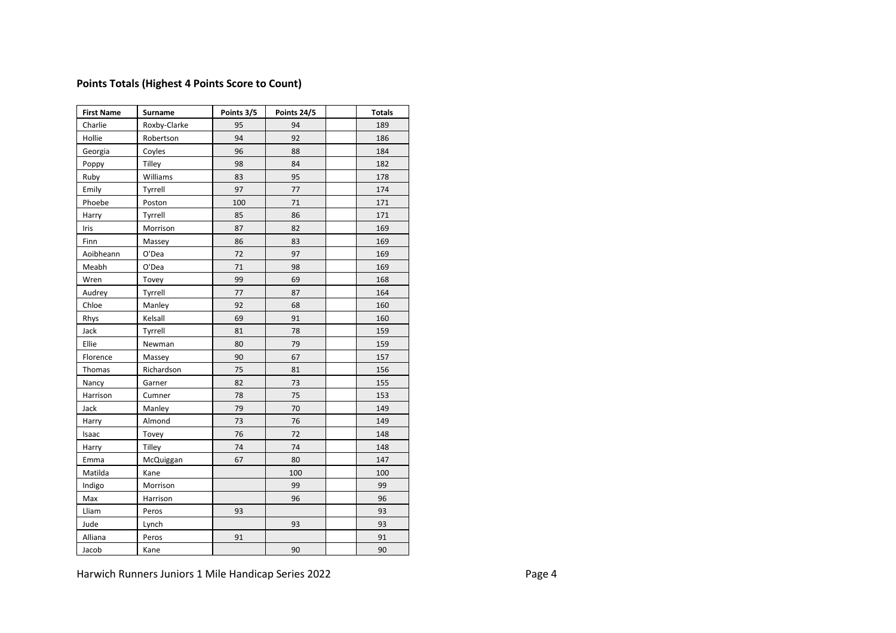## Points Totals (Highest 4 Points Score to Count)

| First Name | Surname | Points 3/5 | Points 24/5 | | Totals |
|---|---|---|---|---|---|
| Charlie | Roxby-Clarke | 95 | 94 | | 189 |
| Hollie | Robertson | 94 | 92 | | 186 |
| Georgia | Coyles | 96 | 88 | | 184 |
| Poppy | Tilley | 98 | 84 | | 182 |
| Ruby | Williams | 83 | 95 | | 178 |
| Emily | Tyrrell | 97 | 77 | | 174 |
| Phoebe | Poston | 100 | 71 | | 171 |
| Harry | Tyrrell | 85 | 86 | | 171 |
| Iris | Morrison | 87 | 82 | | 169 |
| Finn | Massey | 86 | 83 | | 169 |
| Aoibheann | O'Dea | 72 | 97 | | 169 |
| Meabh | O'Dea | 71 | 98 | | 169 |
| Wren | Tovey | 99 | 69 | | 168 |
| Audrey | Tyrrell | 77 | 87 | | 164 |
| Chloe | Manley | 92 | 68 | | 160 |
| Rhys | Kelsall | 69 | 91 | | 160 |
| Jack | Tyrrell | 81 | 78 | | 159 |
| Ellie | Newman | 80 | 79 | | 159 |
| Florence | Massey | 90 | 67 | | 157 |
| Thomas | Richardson | 75 | 81 | | 156 |
| Nancy | Garner | 82 | 73 | | 155 |
| Harrison | Cumner | 78 | 75 | | 153 |
| Jack | Manley | 79 | 70 | | 149 |
| Harry | Almond | 73 | 76 | | 149 |
| Isaac | Tovey | 76 | 72 | | 148 |
| Harry | Tilley | 74 | 74 | | 148 |
| Emma | McQuiggan | 67 | 80 | | 147 |
| Matilda | Kane | | 100 | | 100 |
| Indigo | Morrison | | 99 | | 99 |
| Max | Harrison | | 96 | | 96 |
| Lliam | Peros | 93 | | | 93 |
| Jude | Lynch | | 93 | | 93 |
| Alliana | Peros | 91 | | | 91 |
| Jacob | Kane | | 90 | | 90 |

Harwich Runners Juniors 1 Mile Handicap Series 2022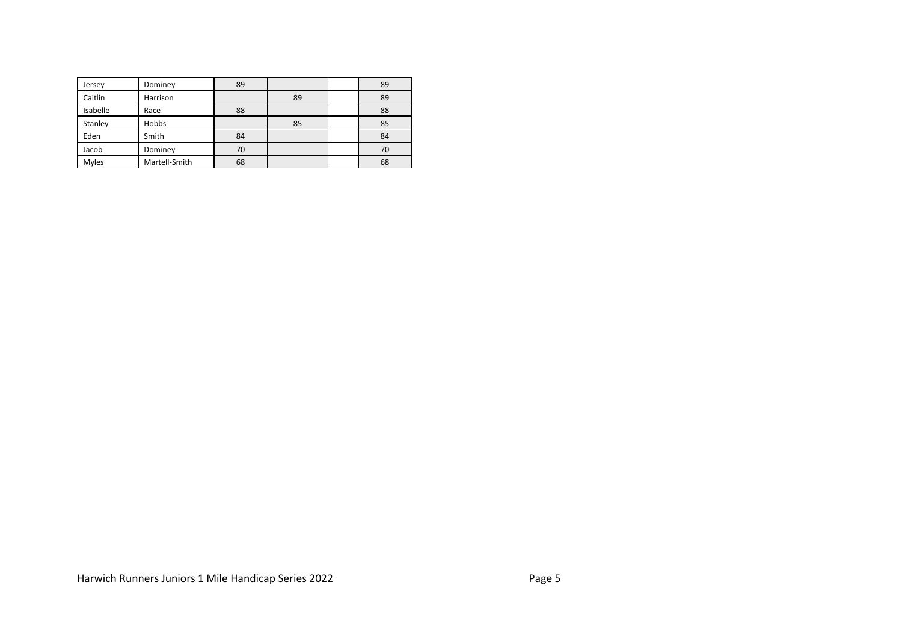| | | | | | |
|---|---|---|---|---|---|
| Jersey | Dominey | 89 | | | 89 |
| Caitlin | Harrison | | 89 | | 89 |
| Isabelle | Race | 88 | | | 88 |
| Stanley | Hobbs | | 85 | | 85 |
| Eden | Smith | 84 | | | 84 |
| Jacob | Dominey | 70 | | | 70 |
| Myles | Martell-Smith | 68 | | | 68 |